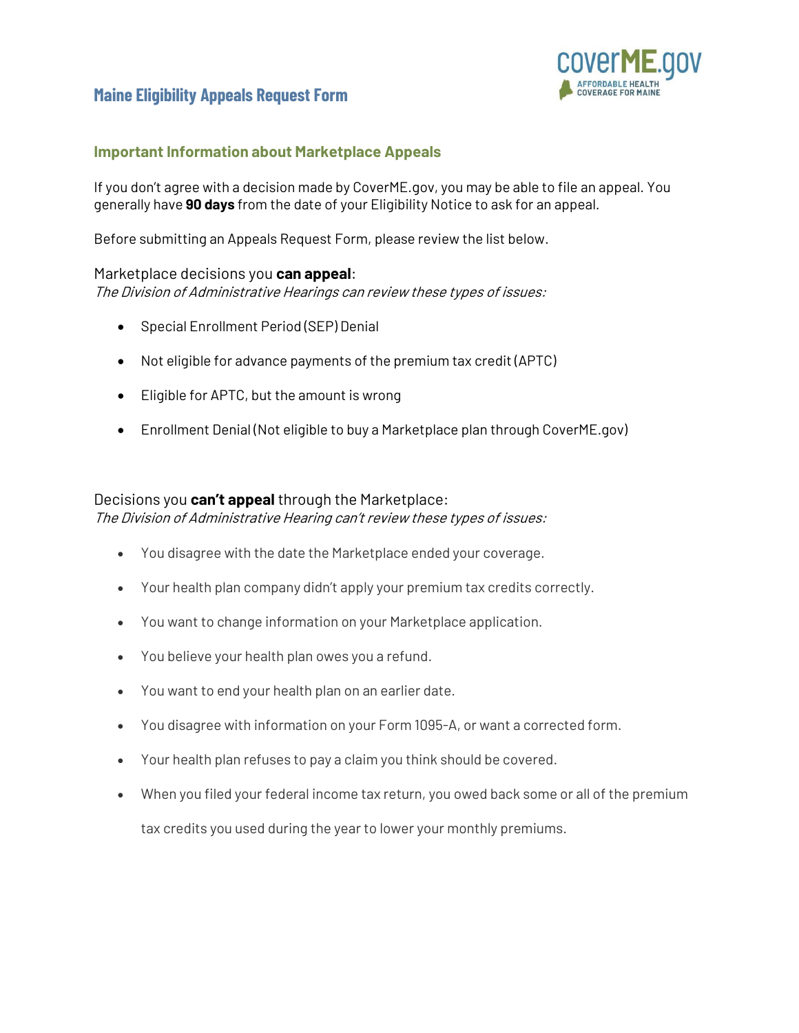# Maine Eligibility Appeals Request Form

## Important Information about Marketplace Appeals

If you don't agree with a decision made by CoverME.gov, you may be able to file an appeal. You generally have **90 days** from the date of your Eligibility Notice to ask for an appeal.

Before submitting an Appeals Request Form, please review the list below.

### Marketplace decisions you **can appeal**:

*The Division of Administrative Hearings can review these types of issues:*

- Special Enrollment Period (SEP) Denial
- Not eligible for advance payments of the premium tax credit (APTC)
- Eligible for APTC, but the amount is wrong
- Enrollment Denial (Not eligible to buy a Marketplace plan through CoverME.gov)

### Decisions you **can't appeal** through the Marketplace:

*The Division of Administrative Hearing can't review these types of issues:*

- You disagree with the date the Marketplace ended your coverage.
- Your health plan company didn't apply your premium tax credits correctly.
- You want to change information on your Marketplace application.
- You believe your health plan owes you a refund.
- You want to end your health plan on an earlier date.
- You disagree with information on your Form 1095-A, or want a corrected form.
- Your health plan refuses to pay a claim you think should be covered.
- When you filed your federal income tax return, you owed back some or all of the premium tax credits you used during the year to lower your monthly premiums.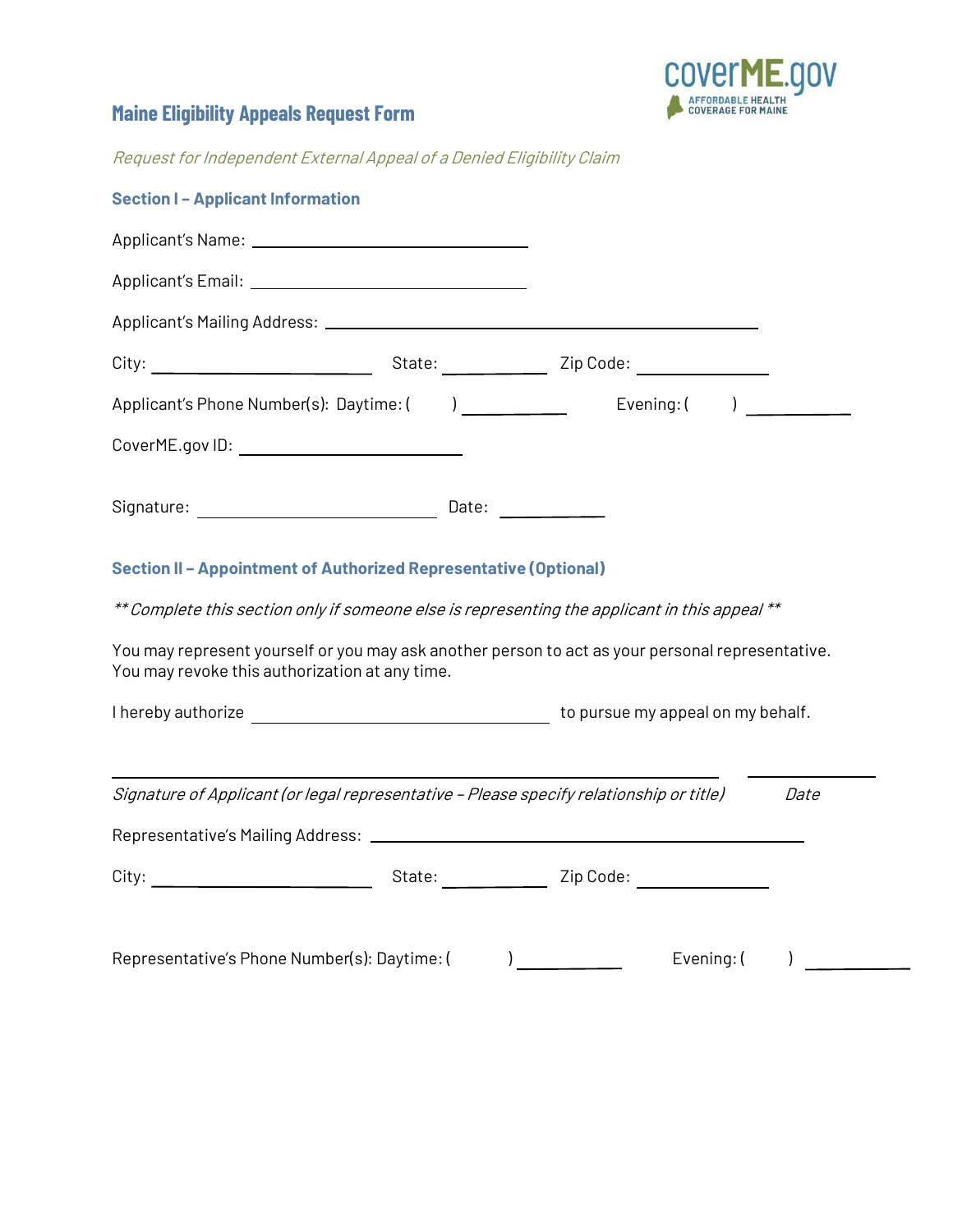# Maine Eligibility Appeals Request Form

*Request for Independent External Appeal of a Denied Eligibility Claim*

## Section I – Applicant Information

Applicant's Name: ______________________________

Applicant's Email: ______________________________

Applicant's Mailing Address: ______________________________________________

City: ______________________ State: __________ Zip Code: _____________

Applicant's Phone Number(s): Daytime: (     ) __________ Evening: (     ) __________

CoverME.gov ID: ________________________

Signature: __________________________ Date: __________

## Section II – Appointment of Authorized Representative (Optional)

*\*\* Complete this section only if someone else is representing the applicant in this appeal \*\**

You may represent yourself or you may ask another person to act as your personal representative. You may revoke this authorization at any time.

I hereby authorize ________________________________ to pursue my appeal on my behalf.

_______________________________________________________________ _____________

*Signature of Applicant (or legal representative – Please specify relationship or title)* *Date*

Representative's Mailing Address: ______________________________________________

City: ______________________ State: __________ Zip Code: _____________

Representative's Phone Number(s): Daytime: (     ) __________ Evening: (     ) __________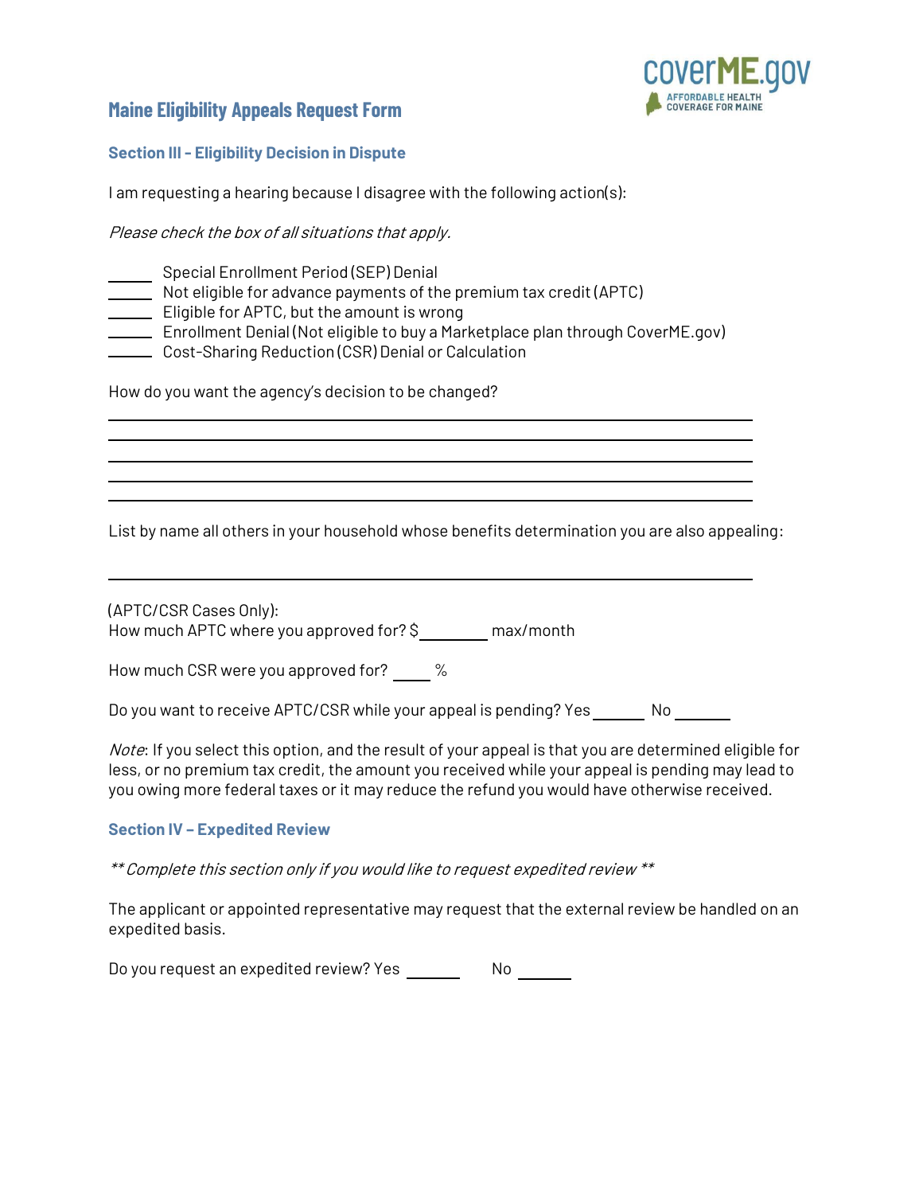## Maine Eligibility Appeals Request Form

coverME.gov
AFFORDABLE HEALTH COVERAGE FOR MAINE

### Section III - Eligibility Decision in Dispute

I am requesting a hearing because I disagree with the following action(s):

*Please check the box of all situations that apply.*

______ Special Enrollment Period (SEP) Denial
______ Not eligible for advance payments of the premium tax credit (APTC)
______ Eligible for APTC, but the amount is wrong
______ Enrollment Denial (Not eligible to buy a Marketplace plan through CoverME.gov)
______ Cost-Sharing Reduction (CSR) Denial or Calculation

How do you want the agency's decision to be changed?

________________________________________________________________________
________________________________________________________________________
________________________________________________________________________
________________________________________________________________________
________________________________________________________________________

List by name all others in your household whose benefits determination you are also appealing:

________________________________________________________________________

(APTC/CSR Cases Only):
How much APTC where you approved for? $________ max/month

How much CSR were you approved for? _____ %

Do you want to receive APTC/CSR while your appeal is pending? Yes ______ No ______

*Note*: If you select this option, and the result of your appeal is that you are determined eligible for less, or no premium tax credit, the amount you received while your appeal is pending may lead to you owing more federal taxes or it may reduce the refund you would have otherwise received.

### Section IV – Expedited Review

*\*\* Complete this section only if you would like to request expedited review \*\**

The applicant or appointed representative may request that the external review be handled on an expedited basis.

Do you request an expedited review? Yes ______ No ______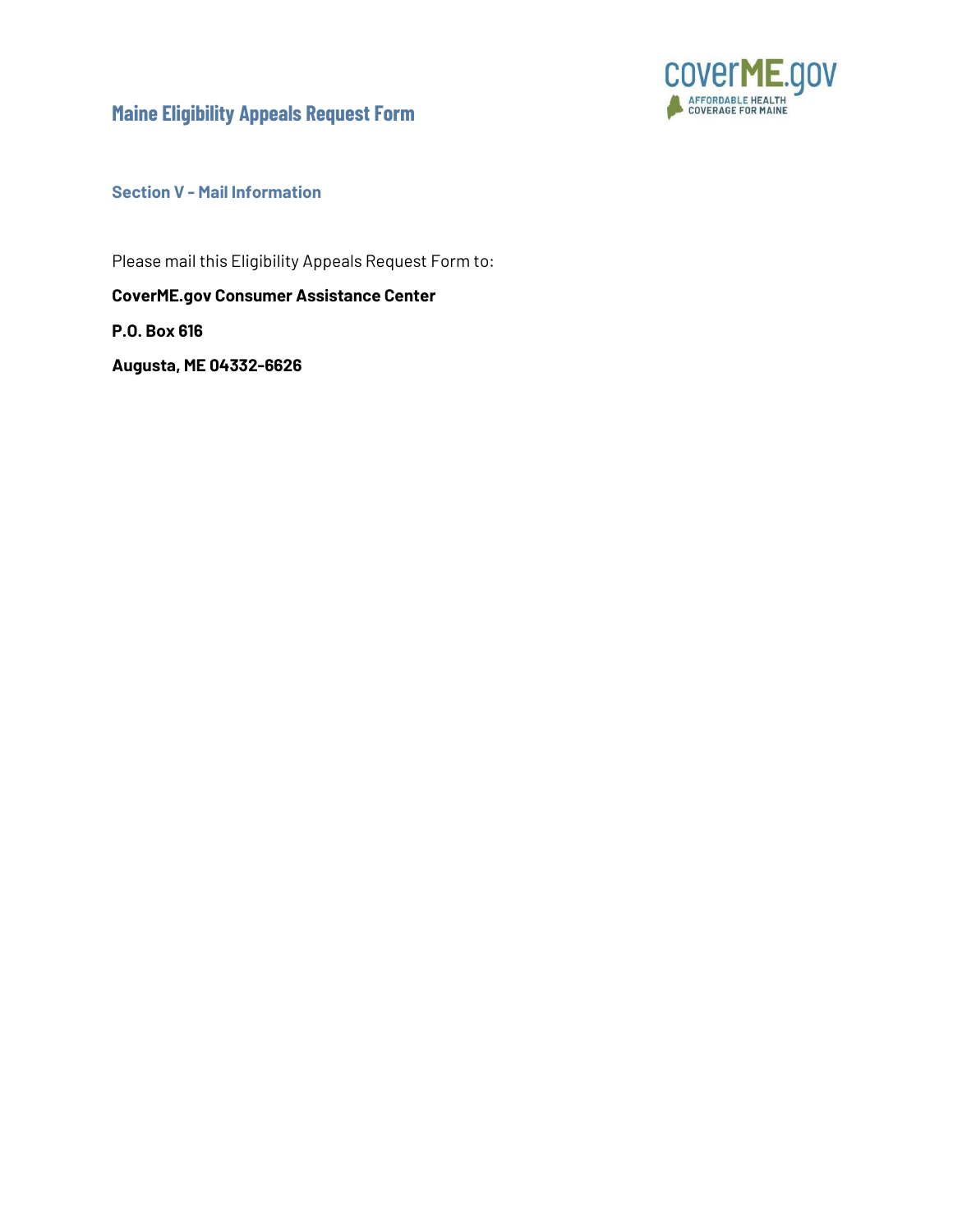## Maine Eligibility Appeals Request Form

### Section V - Mail Information

Please mail this Eligibility Appeals Request Form to:

**CoverME.gov Consumer Assistance Center**

**P.O. Box 616**

**Augusta, ME 04332-6626**